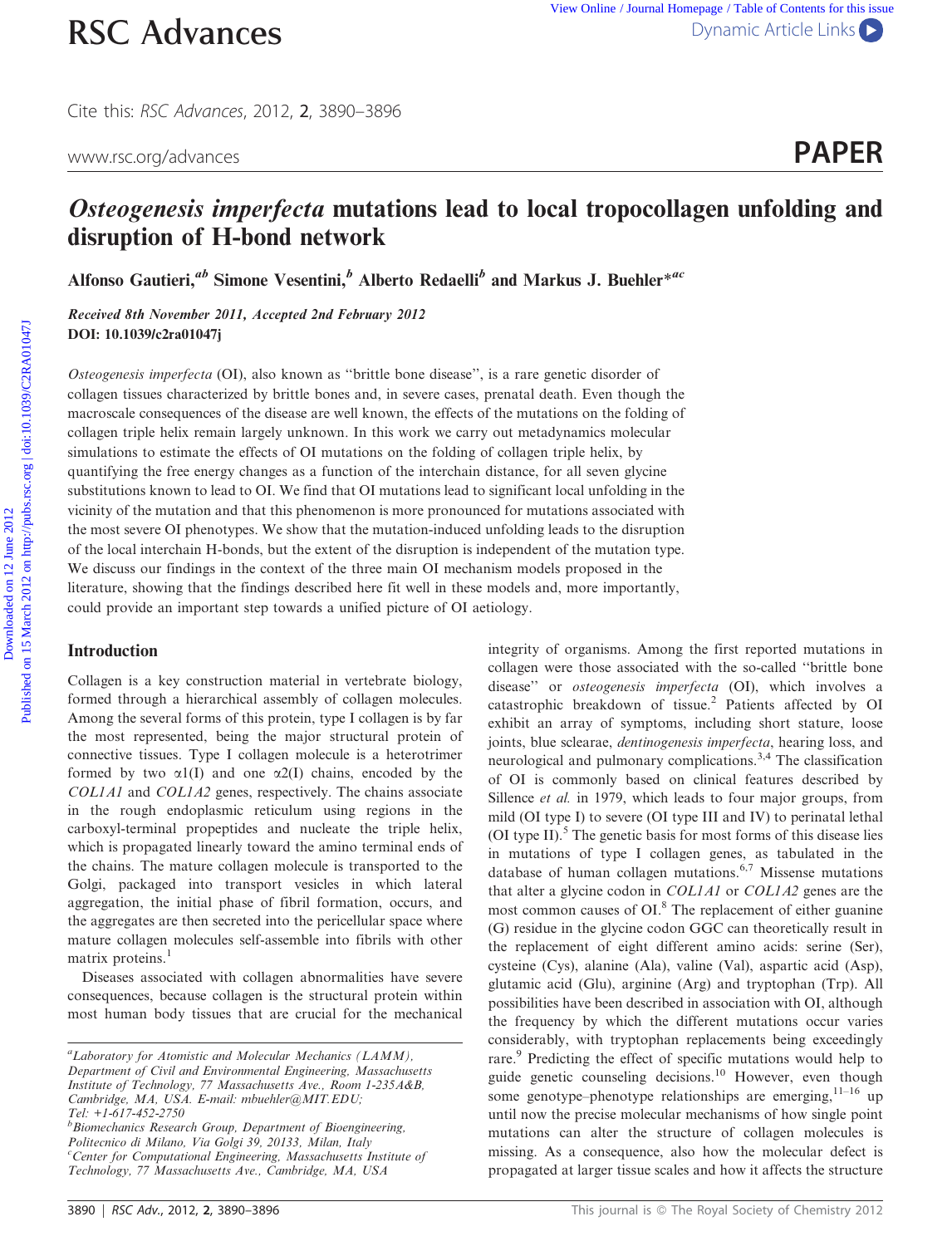# *Osteogenesis imperfecta* mutations lead to local tropocollagen unfolding and disruption of H-bond network

Alfonso Gautieri,[ab] Simone Vesentini,[b] Alberto Redaelli[b] and Markus J. Buehler*[ac]

*Received 8th November 2011, Accepted 2nd February 2012*
**DOI: 10.1039/c2ra01047j**

*Osteogenesis imperfecta* (OI), also known as "brittle bone disease", is a rare genetic disorder of collagen tissues characterized by brittle bones and, in severe cases, prenatal death. Even though the macroscale consequences of the disease are well known, the effects of the mutations on the folding of collagen triple helix remain largely unknown. In this work we carry out metadynamics molecular simulations to estimate the effects of OI mutations on the folding of collagen triple helix, by quantifying the free energy changes as a function of the interchain distance, for all seven glycine substitutions known to lead to OI. We find that OI mutations lead to significant local unfolding in the vicinity of the mutation and that this phenomenon is more pronounced for mutations associated with the most severe OI phenotypes. We show that the mutation-induced unfolding leads to the disruption of the local interchain H-bonds, but the extent of the disruption is independent of the mutation type. We discuss our findings in the context of the three main OI mechanism models proposed in the literature, showing that the findings described here fit well in these models and, more importantly, could provide an important step towards a unified picture of OI aetiology.

## Introduction

Collagen is a key construction material in vertebrate biology, formed through a hierarchical assembly of collagen molecules. Among the several forms of this protein, type I collagen is by far the most represented, being the major structural protein of connective tissues. Type I collagen molecule is a heterotrimer formed by two α1(I) and one α2(I) chains, encoded by the *COL1A1* and *COL1A2* genes, respectively. The chains associate in the rough endoplasmic reticulum using regions in the carboxyl-terminal propeptides and nucleate the triple helix, which is propagated linearly toward the amino terminal ends of the chains. The mature collagen molecule is transported to the Golgi, packaged into transport vesicles in which lateral aggregation, the initial phase of fibril formation, occurs, and the aggregates are then secreted into the pericellular space where mature collagen molecules self-assemble into fibrils with other matrix proteins.[1]

Diseases associated with collagen abnormalities have severe consequences, because collagen is the structural protein within most human body tissues that are crucial for the mechanical integrity of organisms. Among the first reported mutations in collagen were those associated with the so-called "brittle bone disease" or *osteogenesis imperfecta* (OI), which involves a catastrophic breakdown of tissue.[2] Patients affected by OI exhibit an array of symptoms, including short stature, loose joints, blue sclearae, *dentinogenesis imperfecta*, hearing loss, and neurological and pulmonary complications.[3,4] The classification of OI is commonly based on clinical features described by Sillence *et al.* in 1979, which leads to four major groups, from mild (OI type I) to severe (OI type III and IV) to perinatal lethal (OI type II).[5] The genetic basis for most forms of this disease lies in mutations of type I collagen genes, as tabulated in the database of human collagen mutations.[6,7] Missense mutations that alter a glycine codon in *COL1A1* or *COL1A2* genes are the most common causes of OI.[8] The replacement of either guanine (G) residue in the glycine codon GGC can theoretically result in the replacement of eight different amino acids: serine (Ser), cysteine (Cys), alanine (Ala), valine (Val), aspartic acid (Asp), glutamic acid (Glu), arginine (Arg) and tryptophan (Trp). All possibilities have been described in association with OI, although the frequency by which the different mutations occur varies considerably, with tryptophan replacements being exceedingly rare.[9] Predicting the effect of specific mutations would help to guide genetic counseling decisions.[10] However, even though some genotype–phenotype relationships are emerging,[11–16] up until now the precise molecular mechanisms of how single point mutations can alter the structure of collagen molecules is missing. As a consequence, also how the molecular defect is propagated at larger tissue scales and how it affects the structure

[a] Laboratory for Atomistic and Molecular Mechanics (LAMM), Department of Civil and Environmental Engineering, Massachusetts Institute of Technology, 77 Massachusetts Ave., Room 1-235A&B, Cambridge, MA, USA. E-mail: mbuehler@MIT.EDU; Tel: +1-617-452-2750
[b] Biomechanics Research Group, Department of Bioengineering, Politecnico di Milano, Via Golgi 39, 20133, Milan, Italy
[c] Center for Computational Engineering, Massachusetts Institute of Technology, 77 Massachusetts Ave., Cambridge, MA, USA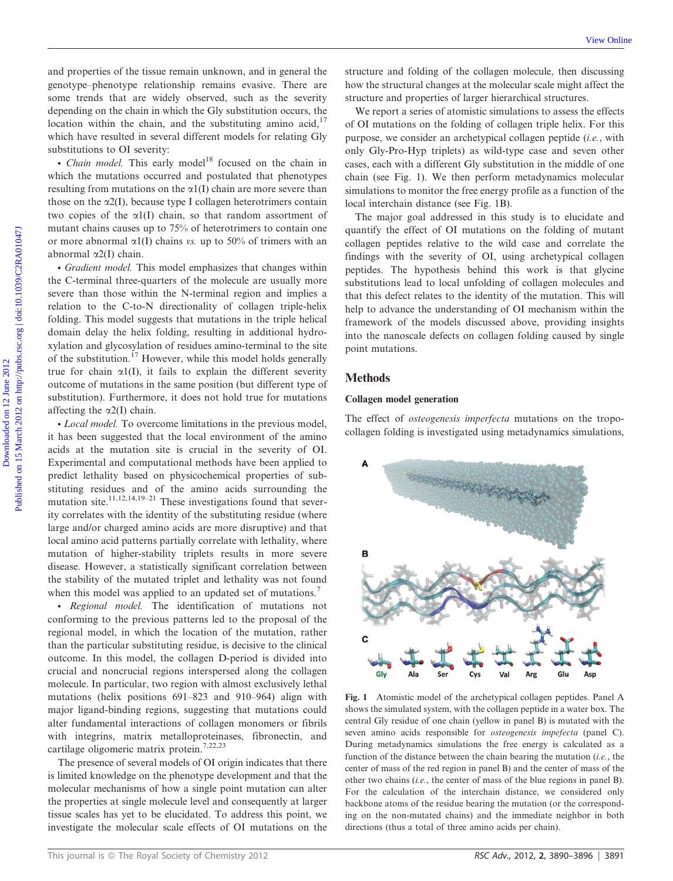and properties of the tissue remain unknown, and in general the genotype–phenotype relationship remains evasive. There are some trends that are widely observed, such as the severity depending on the chain in which the Gly substitution occurs, the location within the chain, and the substituting amino acid,[17] which have resulted in several different models for relating Gly substitutions to OI severity:

- *Chain model.* This early model[18] focused on the chain in which the mutations occurred and postulated that phenotypes resulting from mutations on the α1(I) chain are more severe than those on the α2(I), because type I collagen heterotrimers contain two copies of the α1(I) chain, so that random assortment of mutant chains causes up to 75% of heterotrimers to contain one or more abnormal α1(I) chains *vs.* up to 50% of trimers with an abnormal α2(I) chain.

- *Gradient model.* This model emphasizes that changes within the C-terminal three-quarters of the molecule are usually more severe than those within the N-terminal region and implies a relation to the C-to-N directionality of collagen triple-helix folding. This model suggests that mutations in the triple helical domain delay the helix folding, resulting in additional hydroxylation and glycosylation of residues amino-terminal to the site of the substitution.[17] However, while this model holds generally true for chain α1(I), it fails to explain the different severity outcome of mutations in the same position (but different type of substitution). Furthermore, it does not hold true for mutations affecting the α2(I) chain.

- *Local model.* To overcome limitations in the previous model, it has been suggested that the local environment of the amino acids at the mutation site is crucial in the severity of OI. Experimental and computational methods have been applied to predict lethality based on physicochemical properties of substituting residues and of the amino acids surrounding the mutation site.[11,12,14,19–21] These investigations found that severity correlates with the identity of the substituting residue (where large and/or charged amino acids are more disruptive) and that local amino acid patterns partially correlate with lethality, where mutation of higher-stability triplets results in more severe disease. However, a statistically significant correlation between the stability of the mutated triplet and lethality was not found when this model was applied to an updated set of mutations.[7]

- *Regional model.* The identification of mutations not conforming to the previous patterns led to the proposal of the regional model, in which the location of the mutation, rather than the particular substituting residue, is decisive to the clinical outcome. In this model, the collagen D-period is divided into crucial and noncrucial regions interspersed along the collagen molecule. In particular, two region with almost exclusively lethal mutations (helix positions 691–823 and 910–964) align with major ligand-binding regions, suggesting that mutations could alter fundamental interactions of collagen monomers or fibrils with integrins, matrix metalloproteinases, fibronectin, and cartilage oligomeric matrix protein.[7,22,23]

The presence of several models of OI origin indicates that there is limited knowledge on the phenotype development and that the molecular mechanisms of how a single point mutation can alter the properties at single molecule level and consequently at larger tissue scales has yet to be elucidated. To address this point, we investigate the molecular scale effects of OI mutations on the structure and folding of the collagen molecule, then discussing how the structural changes at the molecular scale might affect the structure and properties of larger hierarchical structures.

We report a series of atomistic simulations to assess the effects of OI mutations on the folding of collagen triple helix. For this purpose, we consider an archetypical collagen peptide (*i.e.*, with only Gly-Pro-Hyp triplets) as wild-type case and seven other cases, each with a different Gly substitution in the middle of one chain (see Fig. 1). We then perform metadynamics molecular simulations to monitor the free energy profile as a function of the local interchain distance (see Fig. 1B).

The major goal addressed in this study is to elucidate and quantify the effect of OI mutations on the folding of mutant collagen peptides relative to the wild case and correlate the findings with the severity of OI, using archetypical collagen peptides. The hypothesis behind this work is that glycine substitutions lead to local unfolding of collagen molecules and that this defect relates to the identity of the mutation. This will help to advance the understanding of OI mechanism within the framework of the models discussed above, providing insights into the nanoscale defects on collagen folding caused by single point mutations.

## Methods

### Collagen model generation

The effect of *osteogenesis imperfecta* mutations on the tropocollagen folding is investigated using metadynamics simulations,

A

B

C

Gly Ala Ser Cys Val Arg Glu Asp

**Fig. 1** Atomistic model of the archetypical collagen peptides. Panel A shows the simulated system, with the collagen peptide in a water box. The central Gly residue of one chain (yellow in panel B) is mutated with the seven amino acids responsible for *osteogenesis impefecta* (panel C). During metadynamics simulations the free energy is calculated as a function of the distance between the chain bearing the mutation (*i.e.*, the center of mass of the red region in panel B) and the center of mass of the other two chains (*i.e.*, the center of mass of the blue regions in panel B). For the calculation of the interchain distance, we considered only backbone atoms of the residue bearing the mutation (or the corresponding on the non-mutated chains) and the immediate neighbor in both directions (thus a total of three amino acids per chain).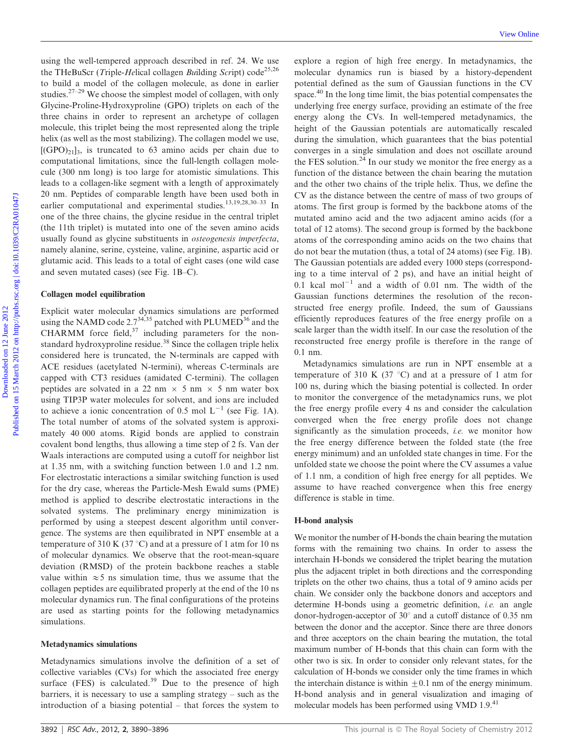using the well-tempered approach described in ref. 24. We use the THeBuScr (*T*riple-*He*lical collagen *Bu*ilding *Scr*ipt) code[25,26] to build a model of the collagen molecule, as done in earlier studies.[27–29] We choose the simplest model of collagen, with only Glycine-Proline-Hydroxyproline (GPO) triplets on each of the three chains in order to represent an archetype of collagen molecule, this triplet being the most represented along the triple helix (as well as the most stabilizing). The collagen model we use, $[(GPO)_{21}]_3$, is truncated to 63 amino acids per chain due to computational limitations, since the full-length collagen molecule (300 nm long) is too large for atomistic simulations. This leads to a collagen-like segment with a length of approximately 20 nm. Peptides of comparable length have been used both in earlier computational and experimental studies.[13,19,28,30–33] In one of the three chains, the glycine residue in the central triplet (the 11th triplet) is mutated into one of the seven amino acids usually found as glycine substituents in *osteogenesis imperfecta*, namely alanine, serine, cysteine, valine, arginine, aspartic acid or glutamic acid. This leads to a total of eight cases (one wild case and seven mutated cases) (see Fig. 1B–C).

### Collagen model equilibration

Explicit water molecular dynamics simulations are performed using the NAMD code 2.7[34,35] patched with PLUMED[36] and the CHARMM force field,[37] including parameters for the non-standard hydroxyproline residue.[38] Since the collagen triple helix considered here is truncated, the N-terminals are capped with ACE residues (acetylated N-termini), whereas C-terminals are capped with CT3 residues (amidated C-termini). The collagen peptides are solvated in a 22 nm × 5 nm × 5 nm water box using TIP3P water molecules for solvent, and ions are included to achieve a ionic concentration of 0.5 mol $L^{-1}$ (see Fig. 1A). The total number of atoms of the solvated system is approximately 40 000 atoms. Rigid bonds are applied to constrain covalent bond lengths, thus allowing a time step of 2 fs. Van der Waals interactions are computed using a cutoff for neighbor list at 1.35 nm, with a switching function between 1.0 and 1.2 nm. For electrostatic interactions a similar switching function is used for the dry case, whereas the Particle-Mesh Ewald sums (PME) method is applied to describe electrostatic interactions in the solvated systems. The preliminary energy minimization is performed by using a steepest descent algorithm until convergence. The systems are then equilibrated in NPT ensemble at a temperature of 310 K (37 °C) and at a pressure of 1 atm for 10 ns of molecular dynamics. We observe that the root-mean-square deviation (RMSD) of the protein backbone reaches a stable value within ≈5 ns simulation time, thus we assume that the collagen peptides are equilibrated properly at the end of the 10 ns molecular dynamics run. The final configurations of the proteins are used as starting points for the following metadynamics simulations.

### Metadynamics simulations

Metadynamics simulations involve the definition of a set of collective variables (CVs) for which the associated free energy surface (FES) is calculated.[39] Due to the presence of high barriers, it is necessary to use a sampling strategy – such as the introduction of a biasing potential – that forces the system to explore a region of high free energy. In metadynamics, the molecular dynamics run is biased by a history-dependent potential defined as the sum of Gaussian functions in the CV space.[40] In the long time limit, the bias potential compensates the underlying free energy surface, providing an estimate of the free energy along the CVs. In well-tempered metadynamics, the height of the Gaussian potentials are automatically rescaled during the simulation, which guarantees that the bias potential converges in a single simulation and does not oscillate around the FES solution.[24] In our study we monitor the free energy as a function of the distance between the chain bearing the mutation and the other two chains of the triple helix. Thus, we define the CV as the distance between the centre of mass of two groups of atoms. The first group is formed by the backbone atoms of the mutated amino acid and the two adjacent amino acids (for a total of 12 atoms). The second group is formed by the backbone atoms of the corresponding amino acids on the two chains that do not bear the mutation (thus, a total of 24 atoms) (see Fig. 1B). The Gaussian potentials are added every 1000 steps (corresponding to a time interval of 2 ps), and have an initial height of 0.1 kcal $mol^{-1}$ and a width of 0.01 nm. The width of the Gaussian functions determines the resolution of the reconstructed free energy profile. Indeed, the sum of Gaussians efficiently reproduces features of the free energy profile on a scale larger than the width itself. In our case the resolution of the reconstructed free energy profile is therefore in the range of 0.1 nm.

Metadynamics simulations are run in NPT ensemble at a temperature of 310 K (37 °C) and at a pressure of 1 atm for 100 ns, during which the biasing potential is collected. In order to monitor the convergence of the metadynamics runs, we plot the free energy profile every 4 ns and consider the calculation converged when the free energy profile does not change significantly as the simulation proceeds, *i.e.* we monitor how the free energy difference between the folded state (the free energy minimum) and an unfolded state changes in time. For the unfolded state we choose the point where the CV assumes a value of 1.1 nm, a condition of high free energy for all peptides. We assume to have reached convergence when this free energy difference is stable in time.

### H-bond analysis

We monitor the number of H-bonds the chain bearing the mutation forms with the remaining two chains. In order to assess the interchain H-bonds we considered the triplet bearing the mutation plus the adjacent triplet in both directions and the corresponding triplets on the other two chains, thus a total of 9 amino acids per chain. We consider only the backbone donors and acceptors and determine H-bonds using a geometric definition, *i.e.* an angle donor-hydrogen-acceptor of 30° and a cutoff distance of 0.35 nm between the donor and the acceptor. Since there are three donors and three acceptors on the chain bearing the mutation, the total maximum number of H-bonds that this chain can form with the other two is six. In order to consider only relevant states, for the calculation of H-bonds we consider only the time frames in which the interchain distance is within ±0.1 nm of the energy minimum. H-bond analysis and in general visualization and imaging of molecular models has been performed using VMD 1.9.[41]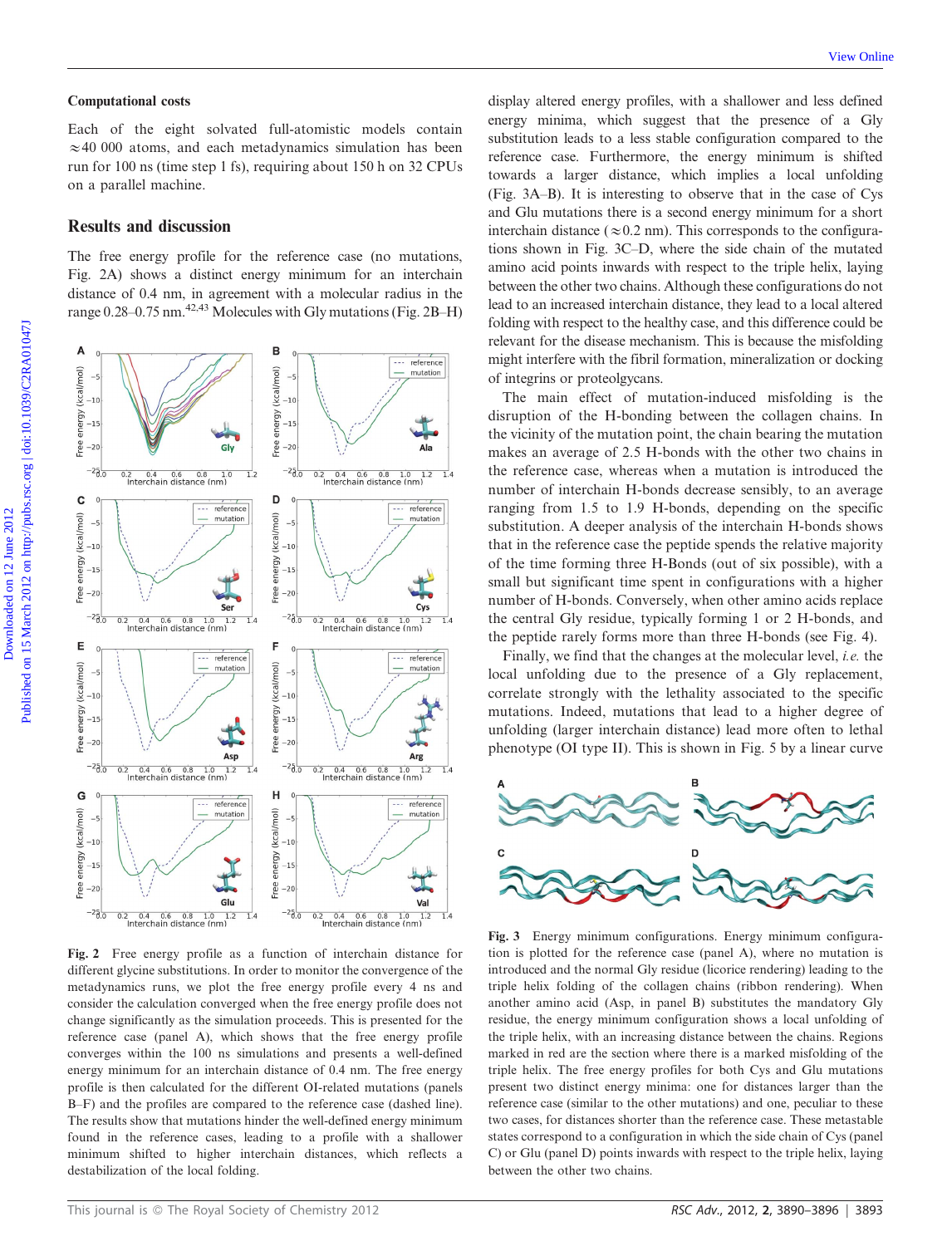## Computational costs

Each of the eight solvated full-atomistic models contain ≈40 000 atoms, and each metadynamics simulation has been run for 100 ns (time step 1 fs), requiring about 150 h on 32 CPUs on a parallel machine.

## Results and discussion

The free energy profile for the reference case (no mutations, Fig. 2A) shows a distinct energy minimum for an interchain distance of 0.4 nm, in agreement with a molecular radius in the range 0.28–0.75 nm.[42,43] Molecules with Gly mutations (Fig. 2B–H) display altered energy profiles, with a shallower and less defined energy minima, which suggest that the presence of a Gly substitution leads to a less stable configuration compared to the reference case. Furthermore, the energy minimum is shifted towards a larger distance, which implies a local unfolding (Fig. 3A–B). It is interesting to observe that in the case of Cys and Glu mutations there is a second energy minimum for a short interchain distance (≈0.2 nm). This corresponds to the configurations shown in Fig. 3C–D, where the side chain of the mutated amino acid points inwards with respect to the triple helix, laying between the other two chains. Although these configurations do not lead to an increased interchain distance, they lead to a local altered folding with respect to the healthy case, and this difference could be relevant for the disease mechanism. This is because the misfolding might interfere with the fibril formation, mineralization or docking of integrins or proteoglycans.

The main effect of mutation-induced misfolding is the disruption of the H-bonding between the collagen chains. In the vicinity of the mutation point, the chain bearing the mutation makes an average of 2.5 H-bonds with the other two chains in the reference case, whereas when a mutation is introduced the number of interchain H-bonds decrease sensibly, to an average ranging from 1.5 to 1.9 H-bonds, depending on the specific substitution. A deeper analysis of the interchain H-bonds shows that in the reference case the peptide spends the relative majority of the time forming three H-Bonds (out of six possible), with a small but significant time spent in configurations with a higher number of H-bonds. Conversely, when other amino acids replace the central Gly residue, typically forming 1 or 2 H-bonds, and the peptide rarely forms more than three H-bonds (see Fig. 4).

Finally, we find that the changes at the molecular level, *i.e.* the local unfolding due to the presence of a Gly replacement, correlate strongly with the lethality associated to the specific mutations. Indeed, mutations that lead to a higher degree of unfolding (larger interchain distance) lead more often to lethal phenotype (OI type II). This is shown in Fig. 5 by a linear curve

A
Free energy (kcal/mol)
Interchain distance (nm)
Gly

B
reference
mutation
Ala

C
reference
mutation
Ser

D
reference
mutation
Cys

E
reference
mutation
Asp

F
reference
mutation
Arg

G
reference
mutation
Glu

H
reference
mutation
Val

**Fig. 2** Free energy profile as a function of interchain distance for different glycine substitutions. In order to monitor the convergence of the metadynamics runs, we plot the free energy profile every 4 ns and consider the calculation converged when the free energy profile does not change significantly as the simulation proceeds. This is presented for the reference case (panel A), which shows that the free energy profile converges within the 100 ns simulations and presents a well-defined energy minimum for an interchain distance of 0.4 nm. The free energy profile is then calculated for the different OI-related mutations (panels B–F) and the profiles are compared to the reference case (dashed line). The results show that mutations hinder the well-defined energy minimum found in the reference cases, leading to a profile with a shallower minimum shifted to higher interchain distances, which reflects a destabilization of the local folding.

A B C D

**Fig. 3** Energy minimum configurations. Energy minimum configuration is plotted for the reference case (panel A), where no mutation is introduced and the normal Gly residue (licorice rendering) leading to the triple helix folding of the collagen chains (ribbon rendering). When another amino acid (Asp, in panel B) substitutes the mandatory Gly residue, the energy minimum configuration shows a local unfolding of the triple helix, with an increasing distance between the chains. Regions marked in red are the section where there is a marked misfolding of the triple helix. The free energy profiles for both Cys and Glu mutations present two distinct energy minima: one for distances larger than the reference case (similar to the other mutations) and one, peculiar to these two cases, for distances shorter than the reference case. These metastable states correspond to a configuration in which the side chain of Cys (panel C) or Glu (panel D) points inwards with respect to the triple helix, laying between the other two chains.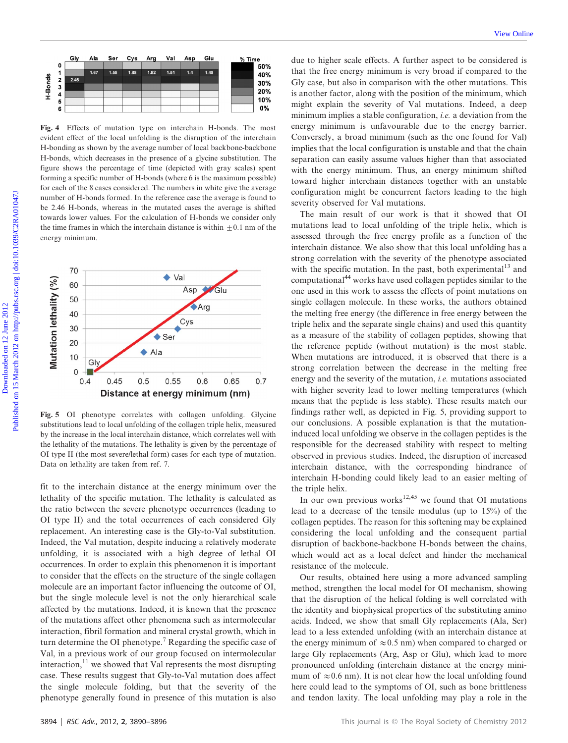Gly Ala Ser Cys Arg Val Asp Glu

H-Bonds

0
1 1.67 1.58 1.88 1.82 1.51 1.4 1.48
2 2.46
3
4
5
6

% Time

50%
40%
30%
20%
10%
0%

**Fig. 4** Effects of mutation type on interchain H-bonds. The most evident effect of the local unfolding is the disruption of the interchain H-bonding as shown by the average number of local backbone-backbone H-bonds, which decreases in the presence of a glycine substitution. The figure shows the percentage of time (depicted with gray scales) spent forming a specific number of H-bonds (where 6 is the maximum possible) for each of the 8 cases considered. The numbers in white give the average number of H-bonds formed. In the reference case the average is found to be 2.46 H-bonds, whereas in the mutated cases the average is shifted towards lower values. For the calculation of H-bonds we consider only the time frames in which the interchain distance is within ±0.1 nm of the energy minimum.

Mutation lethality (%)

70
60
50
40
30
20
10
0

Val
Asp
Glu
Arg
Cys
Ser
Ala
Gly

0.4 0.45 0.5 0.55 0.6 0.65 0.7

Distance at energy minimum (nm)

**Fig. 5** OI phenotype correlates with collagen unfolding. Glycine substitutions lead to local unfolding of the collagen triple helix, measured by the increase in the local interchain distance, which correlates well with the lethality of the mutations. The lethality is given by the percentage of OI type II (the most severe/lethal form) cases for each type of mutation. Data on lethality are taken from ref. 7.

fit to the interchain distance at the energy minimum over the lethality of the specific mutation. The lethality is calculated as the ratio between the severe phenotype occurrences (leading to OI type II) and the total occurrences of each considered Gly replacement. An interesting case is the Gly-to-Val substitution. Indeed, the Val mutation, despite inducing a relatively moderate unfolding, it is associated with a high degree of lethal OI occurrences. In order to explain this phenomenon it is important to consider that the effects on the structure of the single collagen molecule are an important factor influencing the outcome of OI, but the single molecule level is not the only hierarchical scale affected by the mutations. Indeed, it is known that the presence of the mutations affect other phenomena such as intermolecular interaction, fibril formation and mineral crystal growth, which in turn determine the OI phenotype.[7] Regarding the specific case of Val, in a previous work of our group focused on intermolecular interaction,[11] we showed that Val represents the most disrupting case. These results suggest that Gly-to-Val mutation does affect the single molecule folding, but that the severity of the phenotype generally found in presence of this mutation is also due to higher scale effects. A further aspect to be considered is that the free energy minimum is very broad if compared to the Gly case, but also in comparison with the other mutations. This is another factor, along with the position of the minimum, which might explain the severity of Val mutations. Indeed, a deep minimum implies a stable configuration, *i.e.* a deviation from the energy minimum is unfavourable due to the energy barrier. Conversely, a broad minimum (such as the one found for Val) implies that the local configuration is unstable and that the chain separation can easily assume values higher than that associated with the energy minimum. Thus, an energy minimum shifted toward higher interchain distances together with an unstable configuration might be concurrent factors leading to the high severity observed for Val mutations.

The main result of our work is that it showed that OI mutations lead to local unfolding of the triple helix, which is assessed through the free energy profile as a function of the interchain distance. We also show that this local unfolding has a strong correlation with the severity of the phenotype associated with the specific mutation. In the past, both experimental[13] and computational[44] works have used collagen peptides similar to the one used in this work to assess the effects of point mutations on single collagen molecule. In these works, the authors obtained the melting free energy (the difference in free energy between the triple helix and the separate single chains) and used this quantity as a measure of the stability of collagen peptides, showing that the reference peptide (without mutation) is the most stable. When mutations are introduced, it is observed that there is a strong correlation between the decrease in the melting free energy and the severity of the mutation, *i.e.* mutations associated with higher severity lead to lower melting temperatures (which means that the peptide is less stable). These results match our findings rather well, as depicted in Fig. 5, providing support to our conclusions. A possible explanation is that the mutation-induced local unfolding we observe in the collagen peptides is the responsible for the decreased stability with respect to melting observed in previous studies. Indeed, the disruption of increased interchain distance, with the corresponding hindrance of interchain H-bonding could likely lead to an easier melting of the triple helix.

In our own previous works[12,45] we found that OI mutations lead to a decrease of the tensile modulus (up to 15%) of the collagen peptides. The reason for this softening may be explained considering the local unfolding and the consequent partial disruption of backbone-backbone H-bonds between the chains, which would act as a local defect and hinder the mechanical resistance of the molecule.

Our results, obtained here using a more advanced sampling method, strengthen the local model for OI mechanism, showing that the disruption of the helical folding is well correlated with the identity and biophysical properties of the substituting amino acids. Indeed, we show that small Gly replacements (Ala, Ser) lead to a less extended unfolding (with an interchain distance at the energy minimum of ≈0.5 nm) when compared to charged or large Gly replacements (Arg, Asp or Glu), which lead to more pronounced unfolding (interchain distance at the energy minimum of ≈0.6 nm). It is not clear how the local unfolding found here could lead to the symptoms of OI, such as bone brittleness and tendon laxity. The local unfolding may play a role in the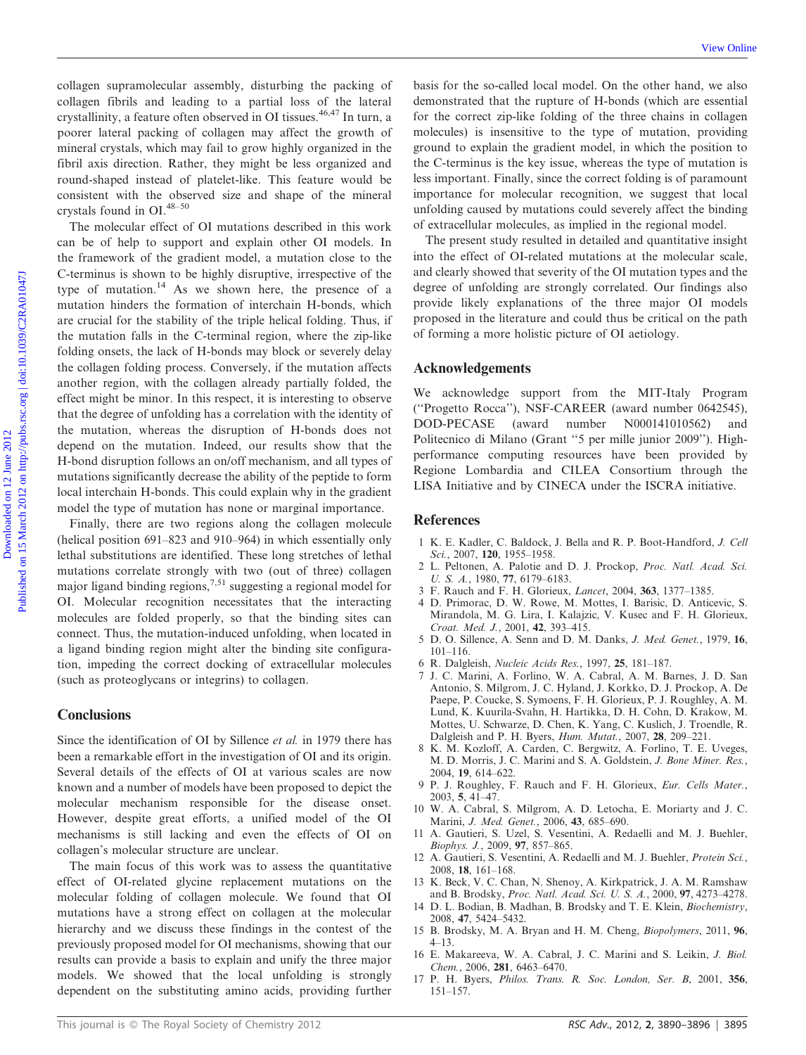collagen supramolecular assembly, disturbing the packing of collagen fibrils and leading to a partial loss of the lateral crystallinity, a feature often observed in OI tissues.[46,47] In turn, a poorer lateral packing of collagen may affect the growth of mineral crystals, which may fail to grow highly organized in the fibril axis direction. Rather, they might be less organized and round-shaped instead of platelet-like. This feature would be consistent with the observed size and shape of the mineral crystals found in OI.[48–50]

The molecular effect of OI mutations described in this work can be of help to support and explain other OI models. In the framework of the gradient model, a mutation close to the C-terminus is shown to be highly disruptive, irrespective of the type of mutation.[14] As we shown here, the presence of a mutation hinders the formation of interchain H-bonds, which are crucial for the stability of the triple helical folding. Thus, if the mutation falls in the C-terminal region, where the zip-like folding onsets, the lack of H-bonds may block or severely delay the collagen folding process. Conversely, if the mutation affects another region, with the collagen already partially folded, the effect might be minor. In this respect, it is interesting to observe that the degree of unfolding has a correlation with the identity of the mutation, whereas the disruption of H-bonds does not depend on the mutation. Indeed, our results show that the H-bond disruption follows an on/off mechanism, and all types of mutations significantly decrease the ability of the peptide to form local interchain H-bonds. This could explain why in the gradient model the type of mutation has none or marginal importance.

Finally, there are two regions along the collagen molecule (helical position 691–823 and 910–964) in which essentially only lethal substitutions are identified. These long stretches of lethal mutations correlate strongly with two (out of three) collagen major ligand binding regions,[7,51] suggesting a regional model for OI. Molecular recognition necessitates that the interacting molecules are folded properly, so that the binding sites can connect. Thus, the mutation-induced unfolding, when located in a ligand binding region might alter the binding site configuration, impeding the correct docking of extracellular molecules (such as proteoglycans or integrins) to collagen.

## Conclusions

Since the identification of OI by Sillence *et al.* in 1979 there has been a remarkable effort in the investigation of OI and its origin. Several details of the effects of OI at various scales are now known and a number of models have been proposed to depict the molecular mechanism responsible for the disease onset. However, despite great efforts, a unified model of the OI mechanisms is still lacking and even the effects of OI on collagen's molecular structure are unclear.

The main focus of this work was to assess the quantitative effect of OI-related glycine replacement mutations on the molecular folding of collagen molecule. We found that OI mutations have a strong effect on collagen at the molecular hierarchy and we discuss these findings in the contest of the previously proposed model for OI mechanisms, showing that our results can provide a basis to explain and unify the three major models. We showed that the local unfolding is strongly dependent on the substituting amino acids, providing further basis for the so-called local model. On the other hand, we also demonstrated that the rupture of H-bonds (which are essential for the correct zip-like folding of the three chains in collagen molecules) is insensitive to the type of mutation, providing ground to explain the gradient model, in which the position to the C-terminus is the key issue, whereas the type of mutation is less important. Finally, since the correct folding is of paramount importance for molecular recognition, we suggest that local unfolding caused by mutations could severely affect the binding of extracellular molecules, as implied in the regional model.

The present study resulted in detailed and quantitative insight into the effect of OI-related mutations at the molecular scale, and clearly showed that severity of the OI mutation types and the degree of unfolding are strongly correlated. Our findings also provide likely explanations of the three major OI models proposed in the literature and could thus be critical on the path of forming a more holistic picture of OI aetiology.

## Acknowledgements

We acknowledge support from the MIT-Italy Program ("Progetto Rocca"), NSF-CAREER (award number 0642545), DOD-PECASE (award number N000141010562) and Politecnico di Milano (Grant "5 per mille junior 2009"). High-performance computing resources have been provided by Regione Lombardia and CILEA Consortium through the LISA Initiative and by CINECA under the ISCRA initiative.

## References

1 K. E. Kadler, C. Baldock, J. Bella and R. P. Boot-Handford, *J. Cell Sci.*, 2007, **120**, 1955–1958.
2 L. Peltonen, A. Palotie and D. J. Prockop, *Proc. Natl. Acad. Sci. U. S. A.*, 1980, **77**, 6179–6183.
3 F. Rauch and F. H. Glorieux, *Lancet*, 2004, **363**, 1377–1385.
4 D. Primorac, D. W. Rowe, M. Mottes, I. Barisic, D. Anticevic, S. Mirandola, M. G. Lira, I. Kalajzic, V. Kusec and F. H. Glorieux, *Croat. Med. J.*, 2001, **42**, 393–415.
5 D. O. Sillence, A. Senn and D. M. Danks, *J. Med. Genet.*, 1979, **16**, 101–116.
6 R. Dalgleish, *Nucleic Acids Res.*, 1997, **25**, 181–187.
7 J. C. Marini, A. Forlino, W. A. Cabral, A. M. Barnes, J. D. San Antonio, S. Milgrom, J. C. Hyland, J. Korkko, D. J. Prockop, A. De Paepe, P. Coucke, S. Symoens, F. H. Glorieux, P. J. Roughley, A. M. Lund, K. Kuurila-Svahn, H. Hartikka, D. H. Cohn, D. Krakow, M. Mottes, U. Schwarze, D. Chen, K. Yang, C. Kuslich, J. Troendle, R. Dalgleish and P. H. Byers, *Hum. Mutat.*, 2007, **28**, 209–221.
8 K. M. Kozloff, A. Carden, C. Bergwitz, A. Forlino, T. E. Uveges, M. D. Morris, J. C. Marini and S. A. Goldstein, *J. Bone Miner. Res.*, 2004, **19**, 614–622.
9 P. J. Roughley, F. Rauch and F. H. Glorieux, *Eur. Cells Mater.*, 2003, **5**, 41–47.
10 W. A. Cabral, S. Milgrom, A. D. Letocha, E. Moriarty and J. C. Marini, *J. Med. Genet.*, 2006, **43**, 685–690.
11 A. Gautieri, S. Uzel, S. Vesentini, A. Redaelli and M. J. Buehler, *Biophys. J.*, 2009, **97**, 857–865.
12 A. Gautieri, S. Vesentini, A. Redaelli and M. J. Buehler, *Protein Sci.*, 2008, **18**, 161–168.
13 K. Beck, V. C. Chan, N. Shenoy, A. Kirkpatrick, J. A. M. Ramshaw and B. Brodsky, *Proc. Natl. Acad. Sci. U. S. A.*, 2000, **97**, 4273–4278.
14 D. L. Bodian, B. Madhan, B. Brodsky and T. E. Klein, *Biochemistry*, 2008, **47**, 5424–5432.
15 B. Brodsky, M. A. Bryan and H. M. Cheng, *Biopolymers*, 2011, **96**, 4–13.
16 E. Makareeva, W. A. Cabral, J. C. Marini and S. Leikin, *J. Biol. Chem.*, 2006, **281**, 6463–6470.
17 P. H. Byers, *Philos. Trans. R. Soc. London, Ser. B*, 2001, **356**, 151–157.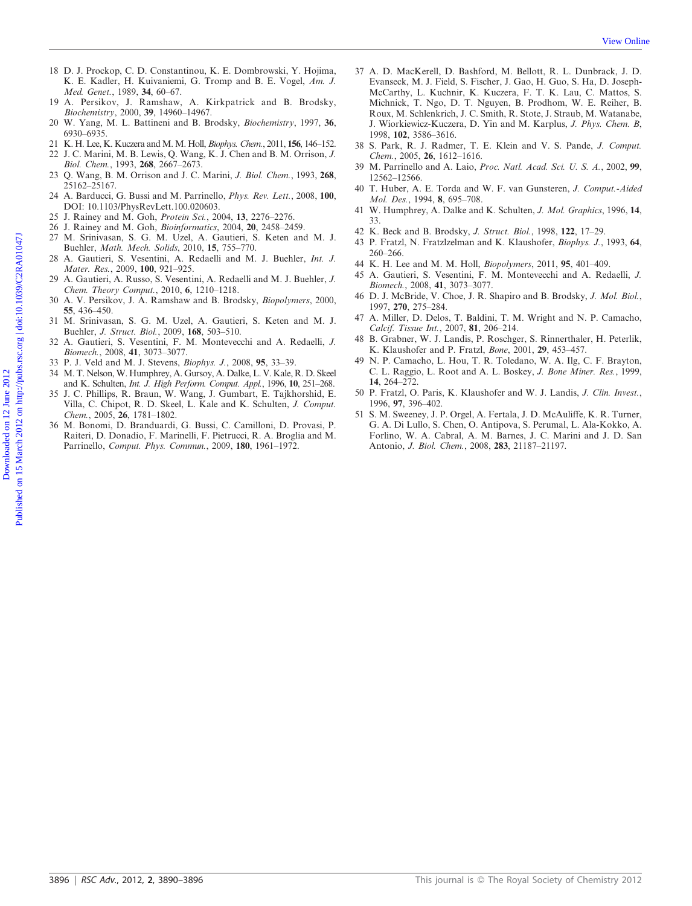18 D. J. Prockop, C. D. Constantinou, K. E. Dombrowski, Y. Hojima, K. E. Kadler, H. Kuivaniemi, G. Tromp and B. E. Vogel, *Am. J. Med. Genet.*, 1989, **34**, 60–67.
19 A. Persikov, J. Ramshaw, A. Kirkpatrick and B. Brodsky, *Biochemistry*, 2000, **39**, 14960–14967.
20 W. Yang, M. L. Battineni and B. Brodsky, *Biochemistry*, 1997, **36**, 6930–6935.
21 K. H. Lee, K. Kuczera and M. M. Holl, *Biophys. Chem.*, 2011, **156**, 146–152.
22 J. C. Marini, M. B. Lewis, Q. Wang, K. J. Chen and B. M. Orrison, *J. Biol. Chem.*, 1993, **268**, 2667–2673.
23 Q. Wang, B. M. Orrison and J. C. Marini, *J. Biol. Chem.*, 1993, **268**, 25162–25167.
24 A. Barducci, G. Bussi and M. Parrinello, *Phys. Rev. Lett.*, 2008, **100**, DOI: 10.1103/PhysRevLett.100.020603.
25 J. Rainey and M. Goh, *Protein Sci.*, 2004, **13**, 2276–2276.
26 J. Rainey and M. Goh, *Bioinformatics*, 2004, **20**, 2458–2459.
27 M. Srinivasan, S. G. M. Uzel, A. Gautieri, S. Keten and M. J. Buehler, *Math. Mech. Solids*, 2010, **15**, 755–770.
28 A. Gautieri, S. Vesentini, A. Redaelli and M. J. Buehler, *Int. J. Mater. Res.*, 2009, **100**, 921–925.
29 A. Gautieri, A. Russo, S. Vesentini, A. Redaelli and M. J. Buehler, *J. Chem. Theory Comput.*, 2010, **6**, 1210–1218.
30 A. V. Persikov, J. A. Ramshaw and B. Brodsky, *Biopolymers*, 2000, **55**, 436–450.
31 M. Srinivasan, S. G. M. Uzel, A. Gautieri, S. Keten and M. J. Buehler, *J. Struct. Biol.*, 2009, **168**, 503–510.
32 A. Gautieri, S. Vesentini, F. M. Montevecchi and A. Redaelli, *J. Biomech.*, 2008, **41**, 3073–3077.
33 P. J. Veld and M. J. Stevens, *Biophys. J.*, 2008, **95**, 33–39.
34 M. T. Nelson, W. Humphrey, A. Gursoy, A. Dalke, L. V. Kale, R. D. Skeel and K. Schulten, *Int. J. High Perform. Comput. Appl.*, 1996, **10**, 251–268.
35 J. C. Phillips, R. Braun, W. Wang, J. Gumbart, E. Tajkhorshid, E. Villa, C. Chipot, R. D. Skeel, L. Kale and K. Schulten, *J. Comput. Chem.*, 2005, **26**, 1781–1802.
36 M. Bonomi, D. Branduardi, G. Bussi, C. Camilloni, D. Provasi, P. Raiteri, D. Donadio, F. Marinelli, F. Pietrucci, R. A. Broglia and M. Parrinello, *Comput. Phys. Commun.*, 2009, **180**, 1961–1972.
37 A. D. MacKerell, D. Bashford, M. Bellott, R. L. Dunbrack, J. D. Evanseck, M. J. Field, S. Fischer, J. Gao, H. Guo, S. Ha, D. Joseph-McCarthy, L. Kuchnir, K. Kuczera, F. T. K. Lau, C. Mattos, S. Michnick, T. Ngo, D. T. Nguyen, B. Prodhom, W. E. Reiher, B. Roux, M. Schlenkrich, J. C. Smith, R. Stote, J. Straub, M. Watanabe, J. Wiorkiewicz-Kuczera, D. Yin and M. Karplus, *J. Phys. Chem. B*, 1998, **102**, 3586–3616.
38 S. Park, R. J. Radmer, T. E. Klein and V. S. Pande, *J. Comput. Chem.*, 2005, **26**, 1612–1616.
39 M. Parrinello and A. Laio, *Proc. Natl. Acad. Sci. U. S. A.*, 2002, **99**, 12562–12566.
40 T. Huber, A. E. Torda and W. F. van Gunsteren, *J. Comput.-Aided Mol. Des.*, 1994, **8**, 695–708.
41 W. Humphrey, A. Dalke and K. Schulten, *J. Mol. Graphics*, 1996, **14**, 33.
42 K. Beck and B. Brodsky, *J. Struct. Biol.*, 1998, **122**, 17–29.
43 P. Fratzl, N. Fratzlzelman and K. Klaushofer, *Biophys. J.*, 1993, **64**, 260–266.
44 K. H. Lee and M. M. Holl, *Biopolymers*, 2011, **95**, 401–409.
45 A. Gautieri, S. Vesentini, F. M. Montevecchi and A. Redaelli, *J. Biomech.*, 2008, **41**, 3073–3077.
46 D. J. McBride, V. Choe, J. R. Shapiro and B. Brodsky, *J. Mol. Biol.*, 1997, **270**, 275–284.
47 A. Miller, D. Delos, T. Baldini, T. M. Wright and N. P. Camacho, *Calcif. Tissue Int.*, 2007, **81**, 206–214.
48 B. Grabner, W. J. Landis, P. Roschger, S. Rinnerthaler, H. Peterlik, K. Klaushofer and P. Fratzl, *Bone*, 2001, **29**, 453–457.
49 N. P. Camacho, L. Hou, T. R. Toledano, W. A. Ilg, C. F. Brayton, C. L. Raggio, L. Root and A. L. Boskey, *J. Bone Miner. Res.*, 1999, **14**, 264–272.
50 P. Fratzl, O. Paris, K. Klaushofer and W. J. Landis, *J. Clin. Invest.*, 1996, **97**, 396–402.
51 S. M. Sweeney, J. P. Orgel, A. Fertala, J. D. McAuliffe, K. R. Turner, G. A. Di Lullo, S. Chen, O. Antipova, S. Perumal, L. Ala-Kokko, A. Forlino, W. A. Cabral, A. M. Barnes, J. C. Marini and J. D. San Antonio, *J. Biol. Chem.*, 2008, **283**, 21187–21197.